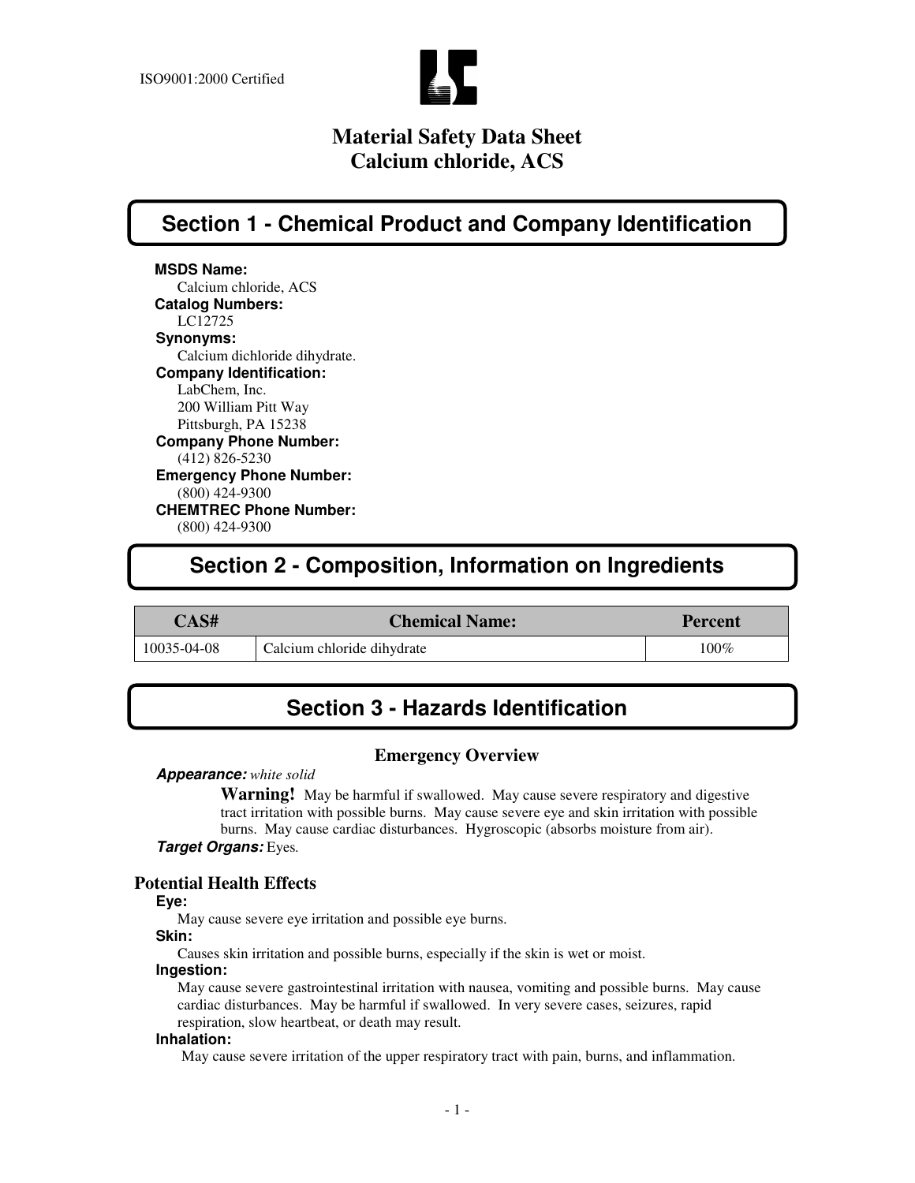ISO9001:2000 Certified

# Material Safety Data Sheet
# Calcium chloride, ACS

## Section 1 - Chemical Product and Company Identification

**MSDS Name:**
Calcium chloride, ACS

**Catalog Numbers:**
LC12725

**Synonyms:**
Calcium dichloride dihydrate.

**Company Identification:**
LabChem, Inc.
200 William Pitt Way
Pittsburgh, PA 15238

**Company Phone Number:**
(412) 826-5230

**Emergency Phone Number:**
(800) 424-9300

**CHEMTREC Phone Number:**
(800) 424-9300

## Section 2 - Composition, Information on Ingredients

| CAS# | Chemical Name: | Percent |
|---|---|---|
| 10035-04-08 | Calcium chloride dihydrate | 100% |

## Section 3 - Hazards Identification

### Emergency Overview

***Appearance:*** *white solid*

**Warning!** May be harmful if swallowed. May cause severe respiratory and digestive tract irritation with possible burns. May cause severe eye and skin irritation with possible burns. May cause cardiac disturbances. Hygroscopic (absorbs moisture from air).

***Target Organs:*** Eyes.

### Potential Health Effects

**Eye:**
May cause severe eye irritation and possible eye burns.

**Skin:**
Causes skin irritation and possible burns, especially if the skin is wet or moist.

**Ingestion:**
May cause severe gastrointestinal irritation with nausea, vomiting and possible burns. May cause cardiac disturbances. May be harmful if swallowed. In very severe cases, seizures, rapid respiration, slow heartbeat, or death may result.

**Inhalation:**
May cause severe irritation of the upper respiratory tract with pain, burns, and inflammation.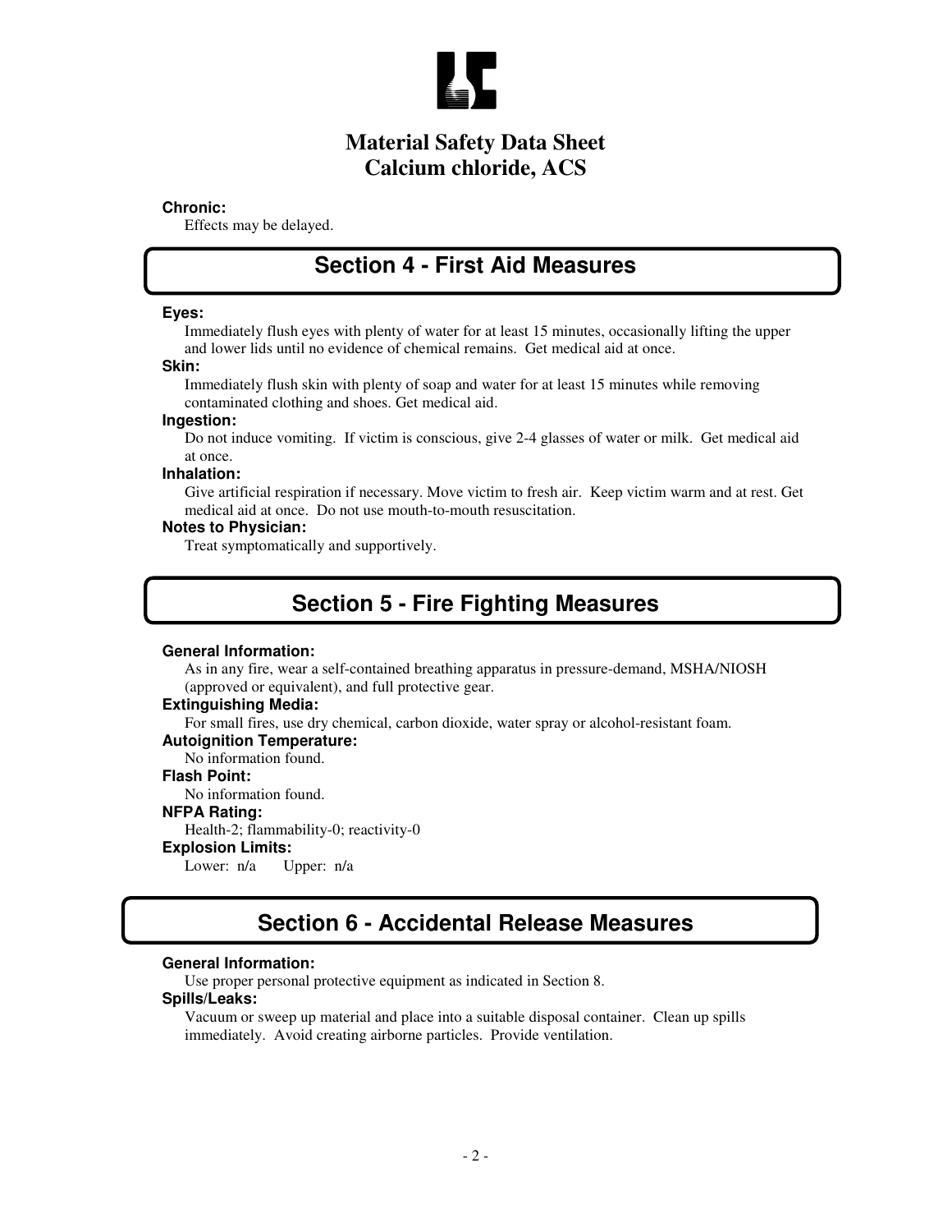**Chronic:**
Effects may be delayed.

## Section 4 - First Aid Measures

**Eyes:**
Immediately flush eyes with plenty of water for at least 15 minutes, occasionally lifting the upper and lower lids until no evidence of chemical remains. Get medical aid at once.

**Skin:**
Immediately flush skin with plenty of soap and water for at least 15 minutes while removing contaminated clothing and shoes. Get medical aid.

**Ingestion:**
Do not induce vomiting. If victim is conscious, give 2-4 glasses of water or milk. Get medical aid at once.

**Inhalation:**
Give artificial respiration if necessary. Move victim to fresh air. Keep victim warm and at rest. Get medical aid at once. Do not use mouth-to-mouth resuscitation.

**Notes to Physician:**
Treat symptomatically and supportively.

## Section 5 - Fire Fighting Measures

**General Information:**
As in any fire, wear a self-contained breathing apparatus in pressure-demand, MSHA/NIOSH (approved or equivalent), and full protective gear.

**Extinguishing Media:**
For small fires, use dry chemical, carbon dioxide, water spray or alcohol-resistant foam.

**Autoignition Temperature:**
No information found.

**Flash Point:**
No information found.

**NFPA Rating:**
Health-2; flammability-0; reactivity-0

**Explosion Limits:**
Lower: n/a  Upper: n/a

## Section 6 - Accidental Release Measures

**General Information:**
Use proper personal protective equipment as indicated in Section 8.

**Spills/Leaks:**
Vacuum or sweep up material and place into a suitable disposal container. Clean up spills immediately. Avoid creating airborne particles. Provide ventilation.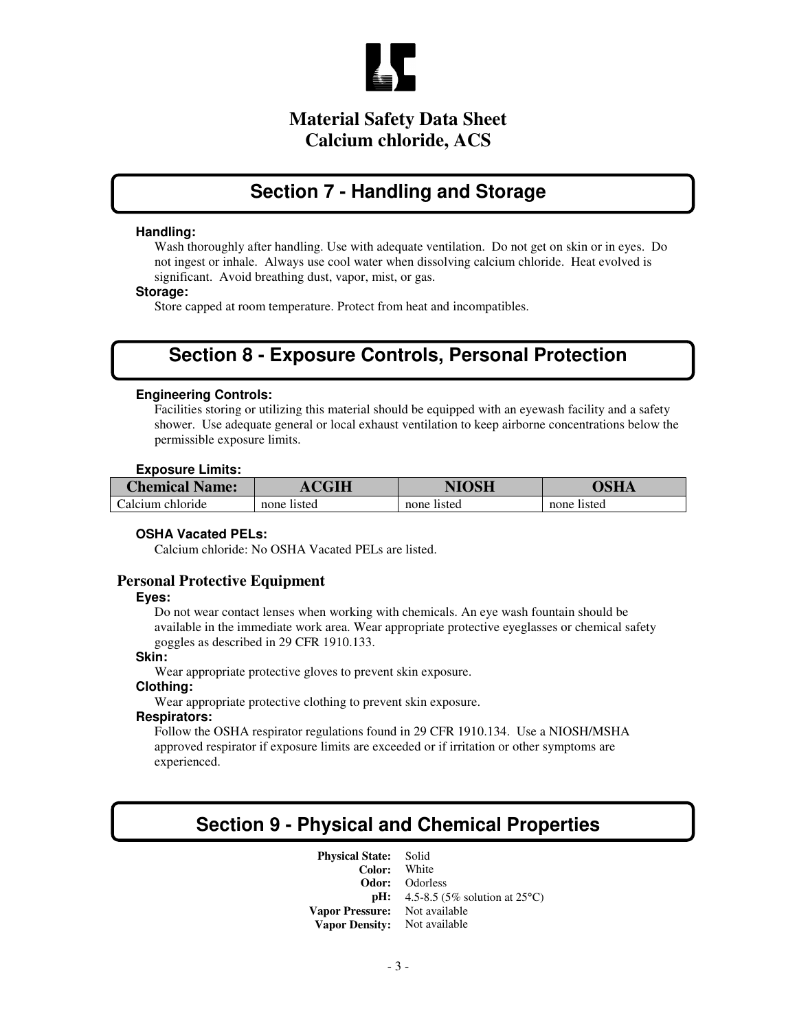# Material Safety Data Sheet
# Calcium chloride, ACS

## Section 7 - Handling and Storage

**Handling:**

Wash thoroughly after handling. Use with adequate ventilation. Do not get on skin or in eyes. Do not ingest or inhale. Always use cool water when dissolving calcium chloride. Heat evolved is significant. Avoid breathing dust, vapor, mist, or gas.

**Storage:**

Store capped at room temperature. Protect from heat and incompatibles.

## Section 8 - Exposure Controls, Personal Protection

**Engineering Controls:**

Facilities storing or utilizing this material should be equipped with an eyewash facility and a safety shower. Use adequate general or local exhaust ventilation to keep airborne concentrations below the permissible exposure limits.

**Exposure Limits:**

| Chemical Name: | ACGIH | NIOSH | OSHA |
|---|---|---|---|
| Calcium chloride | none listed | none listed | none listed |

**OSHA Vacated PELs:**

Calcium chloride: No OSHA Vacated PELs are listed.

### Personal Protective Equipment

**Eyes:**

Do not wear contact lenses when working with chemicals. An eye wash fountain should be available in the immediate work area. Wear appropriate protective eyeglasses or chemical safety goggles as described in 29 CFR 1910.133.

**Skin:**

Wear appropriate protective gloves to prevent skin exposure.

**Clothing:**

Wear appropriate protective clothing to prevent skin exposure.

**Respirators:**

Follow the OSHA respirator regulations found in 29 CFR 1910.134. Use a NIOSH/MSHA approved respirator if exposure limits are exceeded or if irritation or other symptoms are experienced.

## Section 9 - Physical and Chemical Properties

**Physical State:** Solid
**Color:** White
**Odor:** Odorless
**pH:** 4.5-8.5 (5% solution at 25°C)
**Vapor Pressure:** Not available
**Vapor Density:** Not available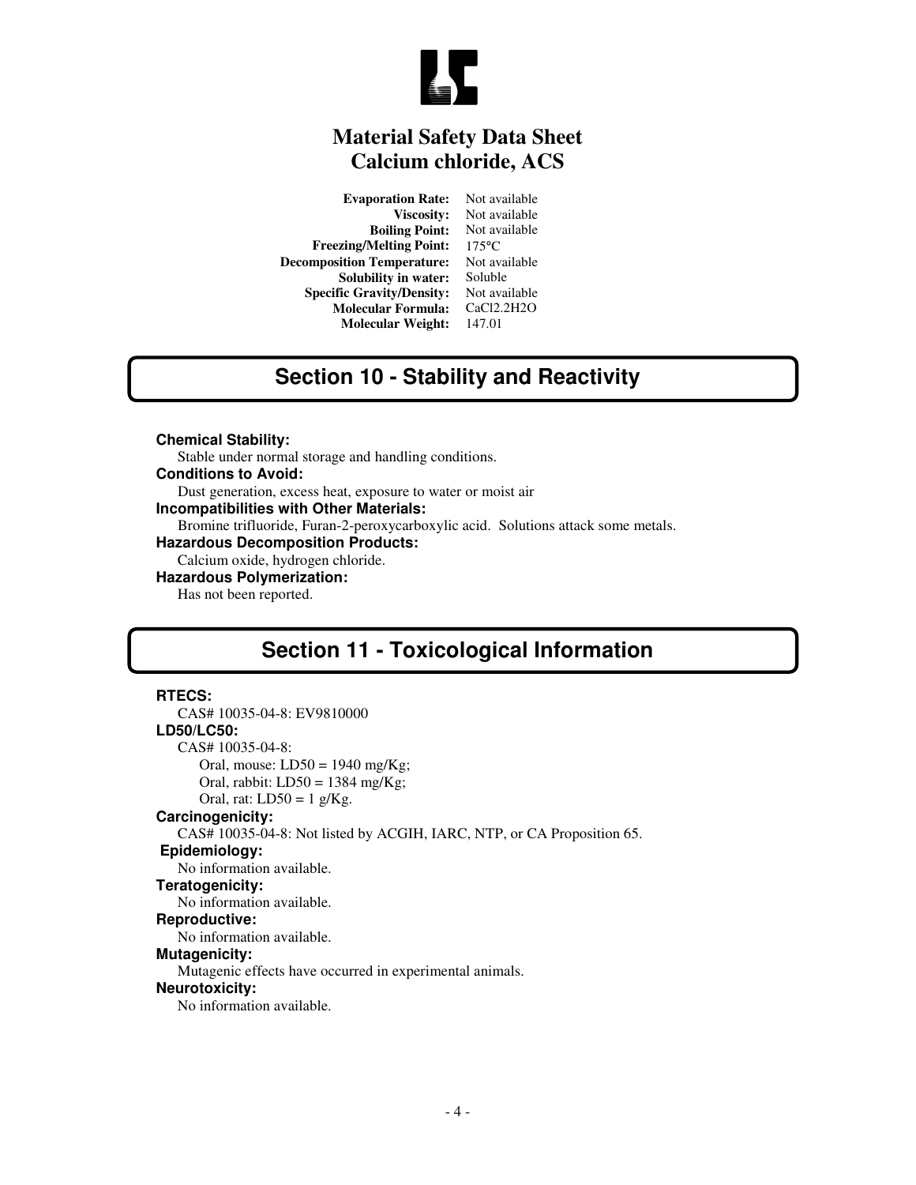# Material Safety Data Sheet
# Calcium chloride, ACS

| | |
|---|---|
| **Evaporation Rate:** | Not available |
| **Viscosity:** | Not available |
| **Boiling Point:** | Not available |
| **Freezing/Melting Point:** | 175°C |
| **Decomposition Temperature:** | Not available |
| **Solubility in water:** | Soluble |
| **Specific Gravity/Density:** | Not available |
| **Molecular Formula:** | CaCl2.2H2O |
| **Molecular Weight:** | 147.01 |

## Section 10 - Stability and Reactivity

**Chemical Stability:**
Stable under normal storage and handling conditions.

**Conditions to Avoid:**
Dust generation, excess heat, exposure to water or moist air

**Incompatibilities with Other Materials:**
Bromine trifluoride, Furan-2-peroxycarboxylic acid. Solutions attack some metals.

**Hazardous Decomposition Products:**
Calcium oxide, hydrogen chloride.

**Hazardous Polymerization:**
Has not been reported.

## Section 11 - Toxicological Information

**RTECS:**
CAS# 10035-04-8: EV9810000

**LD50/LC50:**
CAS# 10035-04-8:
- Oral, mouse: LD50 = 1940 mg/Kg;
- Oral, rabbit: LD50 = 1384 mg/Kg;
- Oral, rat: LD50 = 1 g/Kg.

**Carcinogenicity:**
CAS# 10035-04-8: Not listed by ACGIH, IARC, NTP, or CA Proposition 65.

**Epidemiology:**
No information available.

**Teratogenicity:**
No information available.

**Reproductive:**
No information available.

**Mutagenicity:**
Mutagenic effects have occurred in experimental animals.

**Neurotoxicity:**
No information available.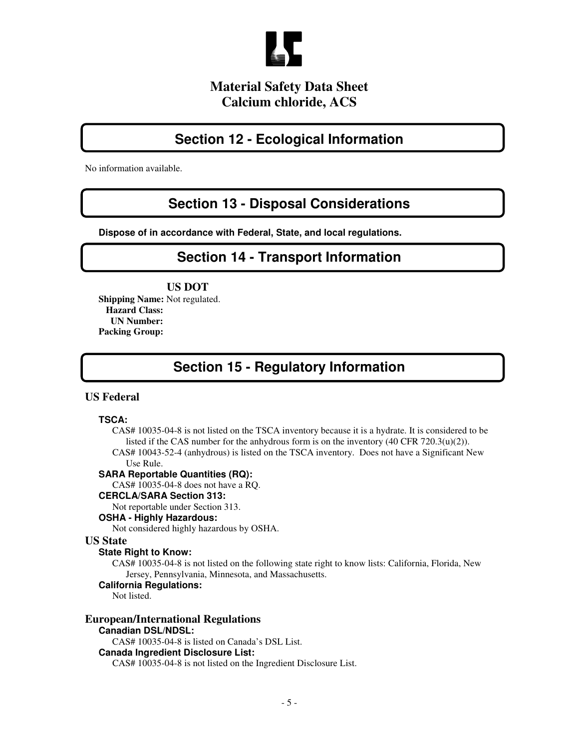# Material Safety Data Sheet
# Calcium chloride, ACS

## Section 12 - Ecological Information

No information available.

## Section 13 - Disposal Considerations

**Dispose of in accordance with Federal, State, and local regulations.**

## Section 14 - Transport Information

**US DOT**

**Shipping Name:** Not regulated.
**Hazard Class:**
**UN Number:**
**Packing Group:**

## Section 15 - Regulatory Information

### US Federal

**TSCA:**

CAS# 10035-04-8 is not listed on the TSCA inventory because it is a hydrate. It is considered to be listed if the CAS number for the anhydrous form is on the inventory (40 CFR 720.3(u)(2)).

CAS# 10043-52-4 (anhydrous) is listed on the TSCA inventory. Does not have a Significant New Use Rule.

**SARA Reportable Quantities (RQ):**

CAS# 10035-04-8 does not have a RQ.

**CERCLA/SARA Section 313:**

Not reportable under Section 313.

**OSHA - Highly Hazardous:**

Not considered highly hazardous by OSHA.

### US State

**State Right to Know:**

CAS# 10035-04-8 is not listed on the following state right to know lists: California, Florida, New Jersey, Pennsylvania, Minnesota, and Massachusetts.

**California Regulations:**

Not listed.

### European/International Regulations

**Canadian DSL/NDSL:**

CAS# 10035-04-8 is listed on Canada's DSL List.

**Canada Ingredient Disclosure List:**

CAS# 10035-04-8 is not listed on the Ingredient Disclosure List.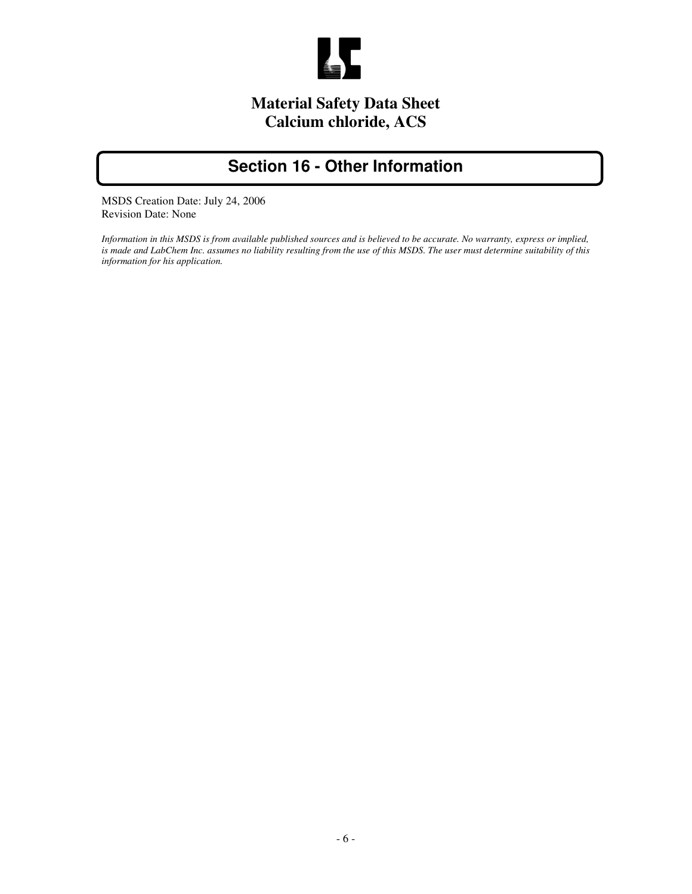# Material Safety Data Sheet
# Calcium chloride, ACS

## Section 16 - Other Information

MSDS Creation Date: July 24, 2006
Revision Date: None

*Information in this MSDS is from available published sources and is believed to be accurate. No warranty, express or implied, is made and LabChem Inc. assumes no liability resulting from the use of this MSDS. The user must determine suitability of this information for his application.*